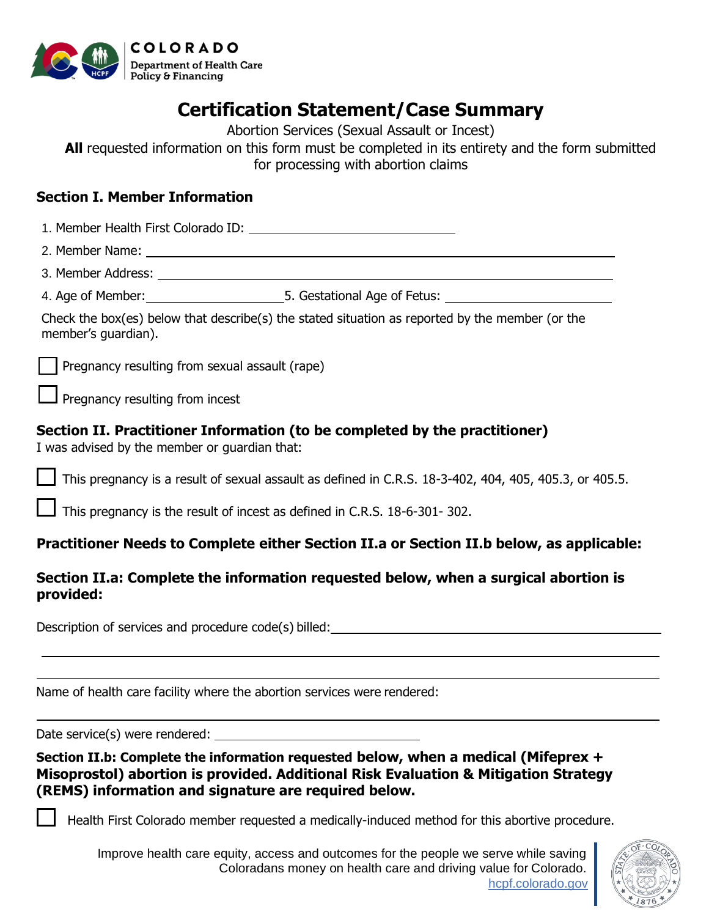COLORADO
Department of Health Care Policy & Financing

# Certification Statement/Case Summary

Abortion Services (Sexual Assault or Incest)

**All** requested information on this form must be completed in its entirety and the form submitted for processing with abortion claims

## Section I. Member Information

1. Member Health First Colorado ID: ____________________
2. Member Name: ____________________
3. Member Address: ____________________
4. Age of Member: ____________________ 5. Gestational Age of Fetus: ____________________

Check the box(es) below that describe(s) the stated situation as reported by the member (or the member's guardian).

☐ Pregnancy resulting from sexual assault (rape)

☐ Pregnancy resulting from incest

## Section II. Practitioner Information (to be completed by the practitioner)

I was advised by the member or guardian that:

☐ This pregnancy is a result of sexual assault as defined in C.R.S. 18-3-402, 404, 405, 405.3, or 405.5.

☐ This pregnancy is the result of incest as defined in C.R.S. 18-6-301- 302.

**Practitioner Needs to Complete either Section II.a or Section II.b below, as applicable:**

### Section II.a: Complete the information requested below, when a surgical abortion is provided:

Description of services and procedure code(s) billed: ____________________

____________________

____________________

Name of health care facility where the abortion services were rendered:

____________________

Date service(s) were rendered: ____________________

### Section II.b: Complete the information requested below, when a medical (Mifeprex + Misoprostol) abortion is provided. Additional Risk Evaluation & Mitigation Strategy (REMS) information and signature are required below.

☐ Health First Colorado member requested a medically-induced method for this abortive procedure.

Improve health care equity, access and outcomes for the people we serve while saving Coloradans money on health care and driving value for Colorado.
hcpf.colorado.gov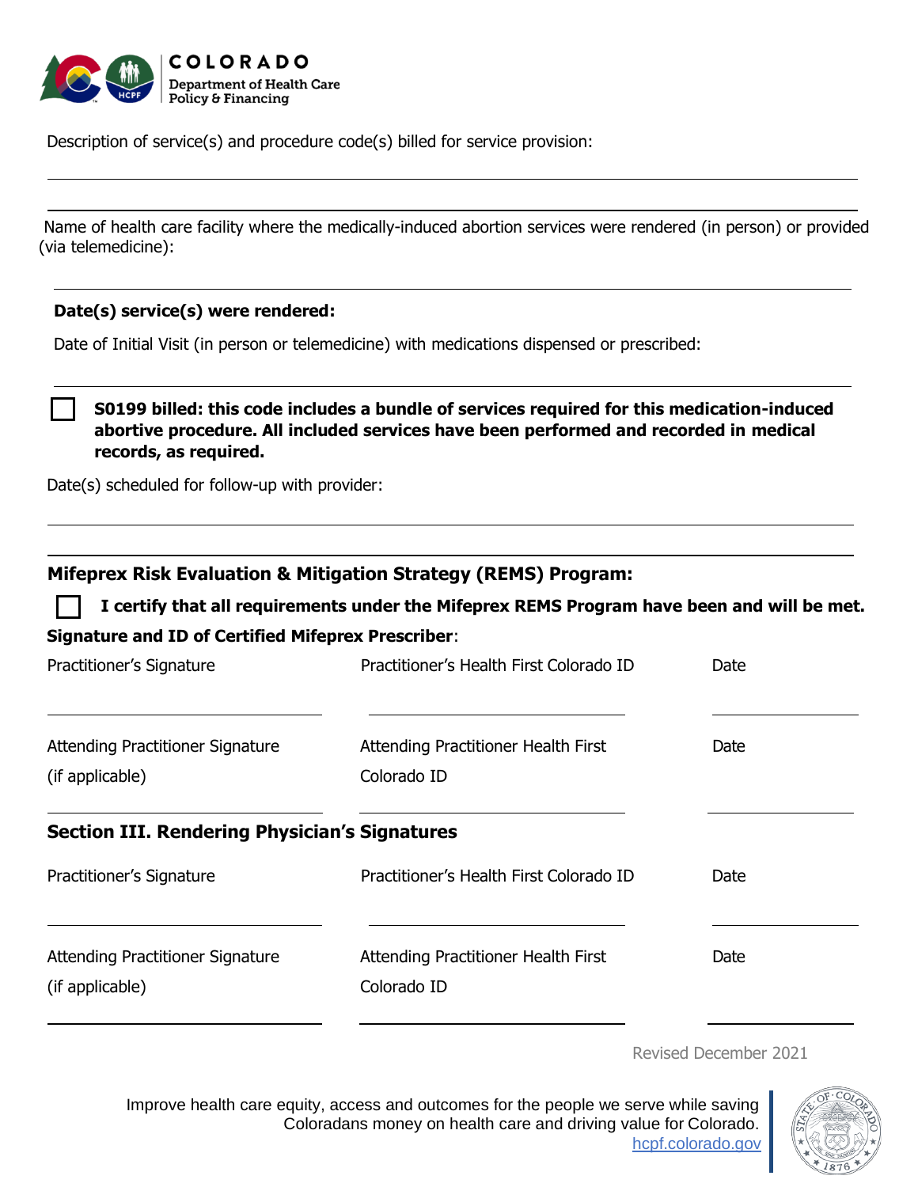Description of service(s) and procedure code(s) billed for service provision:

Name of health care facility where the medically-induced abortion services were rendered (in person) or provided (via telemedicine):

**Date(s) service(s) were rendered:**

Date of Initial Visit (in person or telemedicine) with medications dispensed or prescribed:

☐ **S0199 billed: this code includes a bundle of services required for this medication-induced abortive procedure. All included services have been performed and recorded in medical records, as required.**

Date(s) scheduled for follow-up with provider:

**Mifeprex Risk Evaluation & Mitigation Strategy (REMS) Program:**

☐ **I certify that all requirements under the Mifeprex REMS Program have been and will be met.**

**Signature and ID of Certified Mifeprex Prescriber**:

| Practitioner's Signature | Practitioner's Health First Colorado ID | Date |
|---|---|---|
| | | |
| Attending Practitioner Signature (if applicable) | Attending Practitioner Health First Colorado ID | Date |
| | | |

**Section III. Rendering Physician's Signatures**

| Practitioner's Signature | Practitioner's Health First Colorado ID | Date |
|---|---|---|
| | | |
| Attending Practitioner Signature (if applicable) | Attending Practitioner Health First Colorado ID | Date |
| | | |

Revised December 2021

Improve health care equity, access and outcomes for the people we serve while saving Coloradans money on health care and driving value for Colorado.
hcpf.colorado.gov